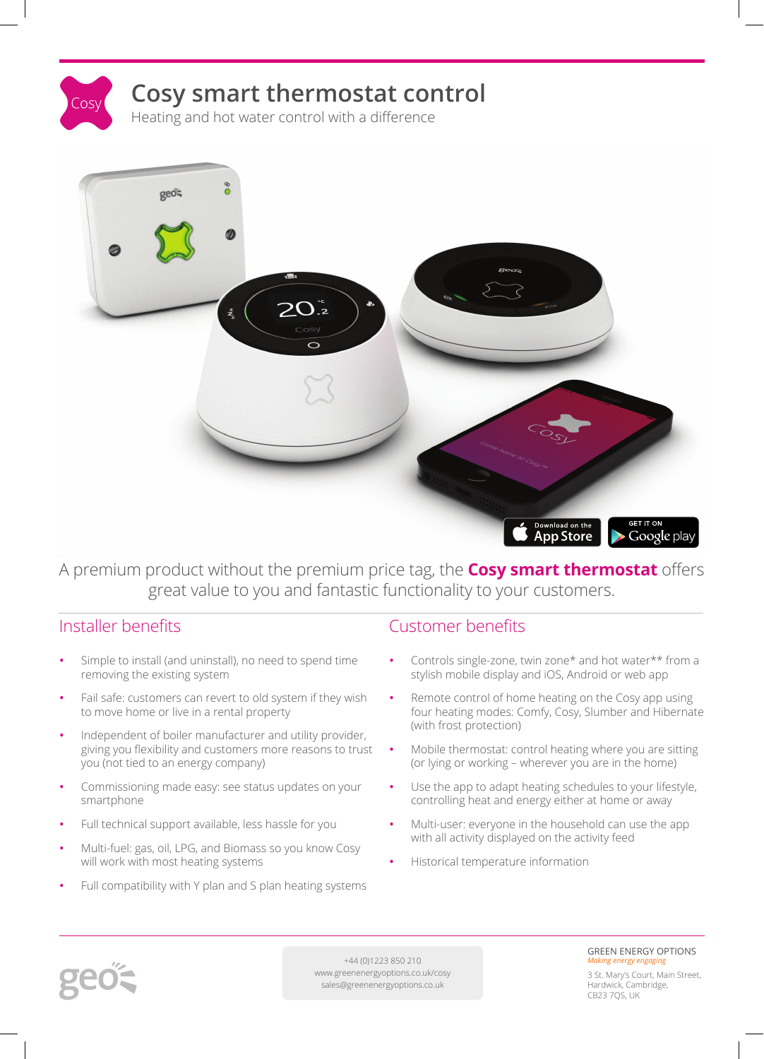# Cosy smart thermostat control

Heating and hot water control with a difference

A premium product without the premium price tag, the **Cosy smart thermostat** offers great value to you and fantastic functionality to your customers.

## Installer benefits

- Simple to install (and uninstall), no need to spend time removing the existing system
- Fail safe: customers can revert to old system if they wish to move home or live in a rental property
- Independent of boiler manufacturer and utility provider, giving you flexibility and customers more reasons to trust you (not tied to an energy company)
- Commissioning made easy: see status updates on your smartphone
- Full technical support available, less hassle for you
- Multi-fuel: gas, oil, LPG, and Biomass so you know Cosy will work with most heating systems
- Full compatibility with Y plan and S plan heating systems

## Customer benefits

- Controls single-zone, twin zone* and hot water** from a stylish mobile display and iOS, Android or web app
- Remote control of home heating on the Cosy app using four heating modes: Comfy, Cosy, Slumber and Hibernate (with frost protection)
- Mobile thermostat: control heating where you are sitting (or lying or working – wherever you are in the home)
- Use the app to adapt heating schedules to your lifestyle, controlling heat and energy either at home or away
- Multi-user: everyone in the household can use the app with all activity displayed on the activity feed
- Historical temperature information

+44 (0)1223 850 210
www.greenenergyoptions.co.uk/cosy
sales@greenenergyoptions.co.uk

GREEN ENERGY OPTIONS
*Making energy engaging*

3 St. Mary's Court, Main Street,
Hardwick, Cambridge,
CB23 7QS, UK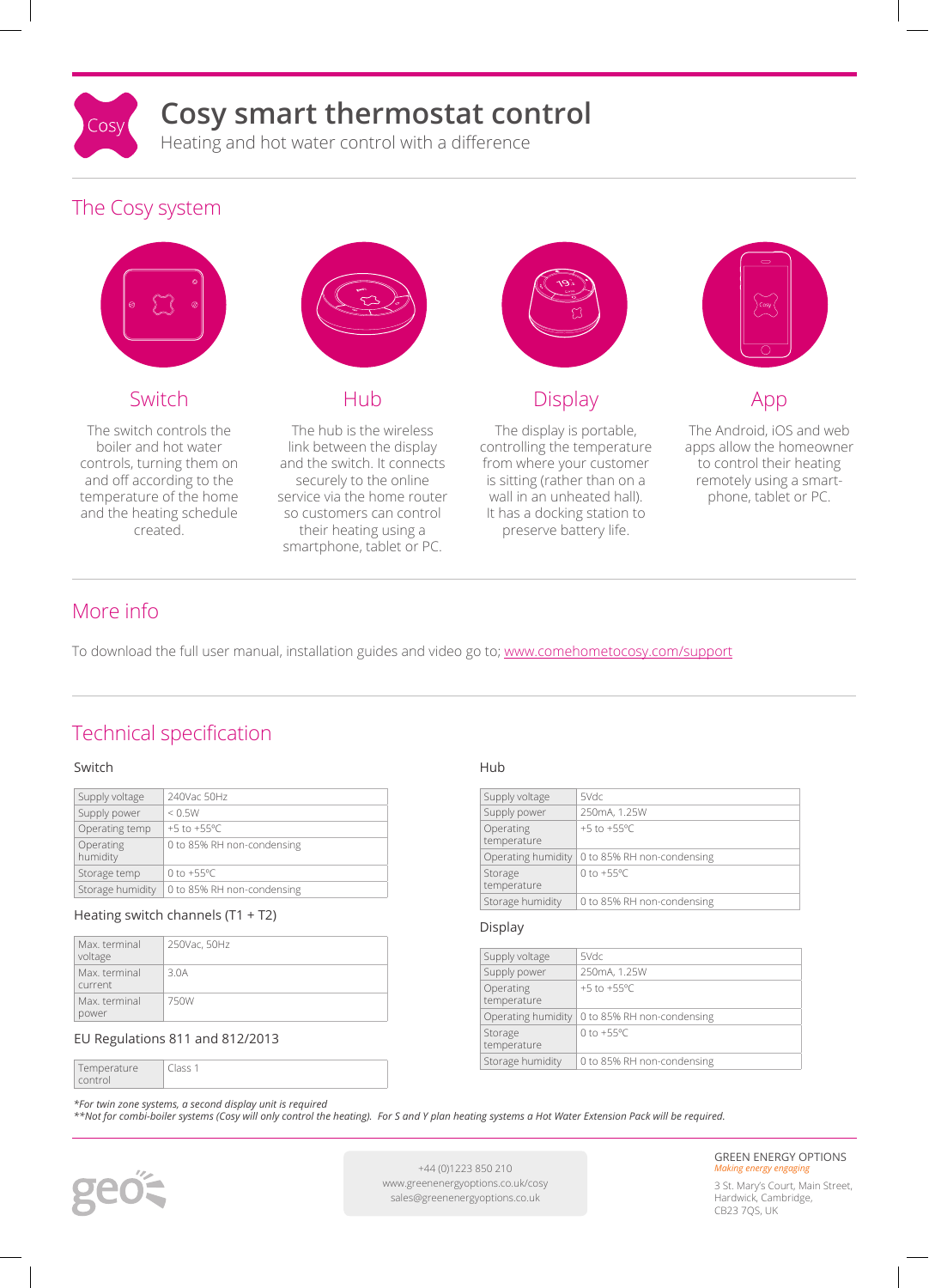# Cosy smart thermostat control

Heating and hot water control with a difference

## The Cosy system

### Switch

The switch controls the boiler and hot water controls, turning them on and off according to the temperature of the home and the heating schedule created.

### Hub

The hub is the wireless link between the display and the switch. It connects securely to the online service via the home router so customers can control their heating using a smartphone, tablet or PC.

### Display

The display is portable, controlling the temperature from where your customer is sitting (rather than on a wall in an unheated hall). It has a docking station to preserve battery life.

### App

The Android, iOS and web apps allow the homeowner to control their heating remotely using a smart-phone, tablet or PC.

## More info

To download the full user manual, installation guides and video go to; www.comehometocosy.com/support

## Technical specification

### Switch

| | |
|---|---|
| Supply voltage | 240Vac 50Hz |
| Supply power | < 0.5W |
| Operating temp | +5 to +55°C |
| Operating humidity | 0 to 85% RH non-condensing |
| Storage temp | 0 to +55°C |
| Storage humidity | 0 to 85% RH non-condensing |

### Heating switch channels (T1 + T2)

| | |
|---|---|
| Max. terminal voltage | 250Vac, 50Hz |
| Max. terminal current | 3.0A |
| Max. terminal power | 750W |

### EU Regulations 811 and 812/2013

| | |
|---|---|
| Temperature control | Class 1 |

### Hub

| | |
|---|---|
| Supply voltage | 5Vdc |
| Supply power | 250mA, 1.25W |
| Operating temperature | +5 to +55°C |
| Operating humidity | 0 to 85% RH non-condensing |
| Storage temperature | 0 to +55°C |
| Storage humidity | 0 to 85% RH non-condensing |

### Display

| | |
|---|---|
| Supply voltage | 5Vdc |
| Supply power | 250mA, 1.25W |
| Operating temperature | +5 to +55°C |
| Operating humidity | 0 to 85% RH non-condensing |
| Storage temperature | 0 to +55°C |
| Storage humidity | 0 to 85% RH non-condensing |

*\*For twin zone systems, a second display unit is required*
*\*\*Not for combi-boiler systems (Cosy will only control the heating). For S and Y plan heating systems a Hot Water Extension Pack will be required.*

geo

+44 (0)1223 850 210
www.greenenergyoptions.co.uk/cosy
sales@greenenergyoptions.co.uk

GREEN ENERGY OPTIONS
*Making energy engaging*
3 St. Mary's Court, Main Street,
Hardwick, Cambridge,
CB23 7QS, UK